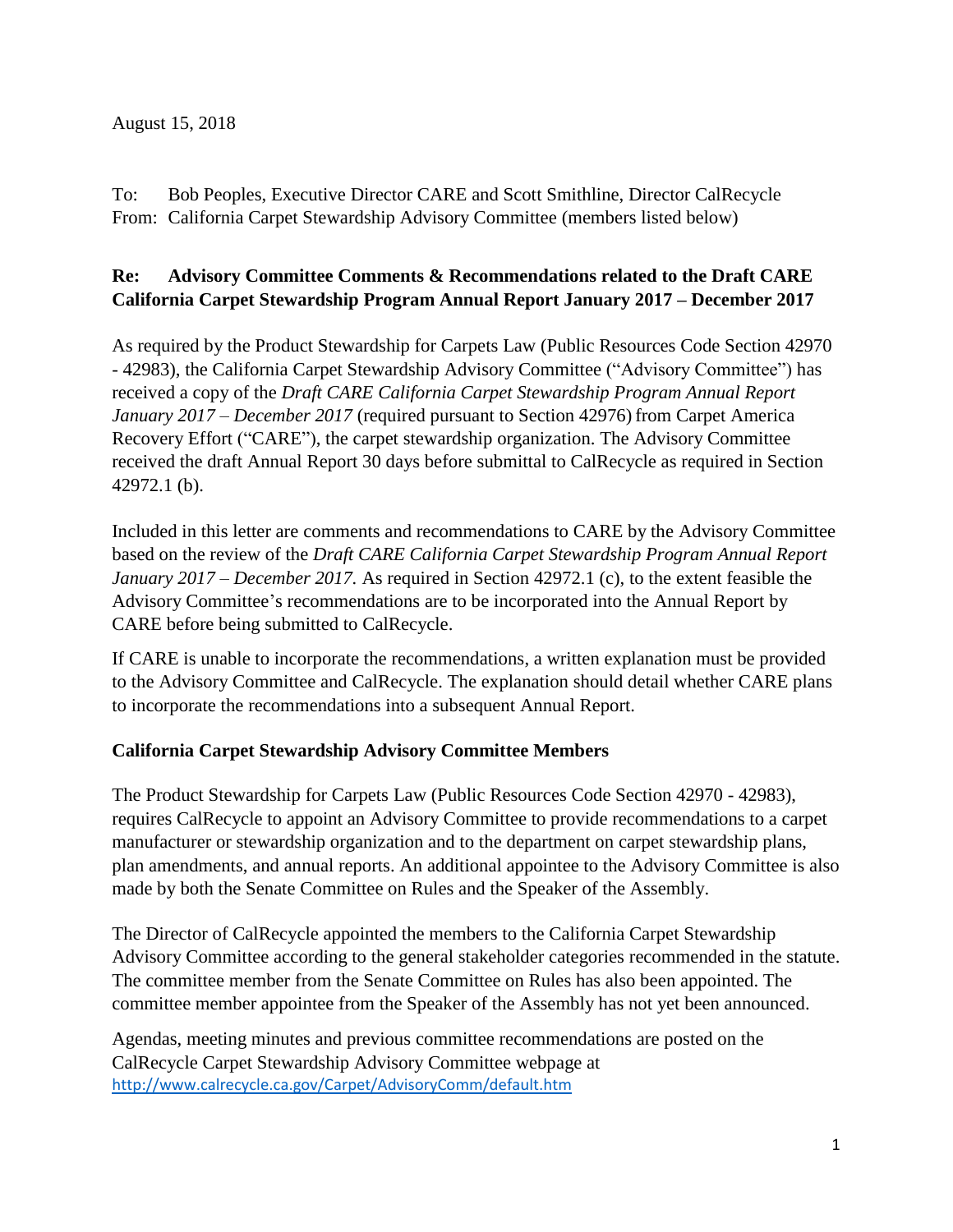August 15, 2018

To: Bob Peoples, Executive Director CARE and Scott Smithline, Director CalRecycle
From: California Carpet Stewardship Advisory Committee (members listed below)

**Re: Advisory Committee Comments & Recommendations related to the Draft CARE California Carpet Stewardship Program Annual Report January 2017 – December 2017**

As required by the Product Stewardship for Carpets Law (Public Resources Code Section 42970 - 42983), the California Carpet Stewardship Advisory Committee ("Advisory Committee") has received a copy of the *Draft CARE California Carpet Stewardship Program Annual Report January 2017 – December 2017* (required pursuant to Section 42976) from Carpet America Recovery Effort ("CARE"), the carpet stewardship organization. The Advisory Committee received the draft Annual Report 30 days before submittal to CalRecycle as required in Section 42972.1 (b).

Included in this letter are comments and recommendations to CARE by the Advisory Committee based on the review of the *Draft CARE California Carpet Stewardship Program Annual Report January 2017 – December 2017.* As required in Section 42972.1 (c), to the extent feasible the Advisory Committee's recommendations are to be incorporated into the Annual Report by CARE before being submitted to CalRecycle.

If CARE is unable to incorporate the recommendations, a written explanation must be provided to the Advisory Committee and CalRecycle. The explanation should detail whether CARE plans to incorporate the recommendations into a subsequent Annual Report.

## California Carpet Stewardship Advisory Committee Members

The Product Stewardship for Carpets Law (Public Resources Code Section 42970 - 42983), requires CalRecycle to appoint an Advisory Committee to provide recommendations to a carpet manufacturer or stewardship organization and to the department on carpet stewardship plans, plan amendments, and annual reports. An additional appointee to the Advisory Committee is also made by both the Senate Committee on Rules and the Speaker of the Assembly.

The Director of CalRecycle appointed the members to the California Carpet Stewardship Advisory Committee according to the general stakeholder categories recommended in the statute. The committee member from the Senate Committee on Rules has also been appointed. The committee member appointee from the Speaker of the Assembly has not yet been announced.

Agendas, meeting minutes and previous committee recommendations are posted on the CalRecycle Carpet Stewardship Advisory Committee webpage at http://www.calrecycle.ca.gov/Carpet/AdvisoryComm/default.htm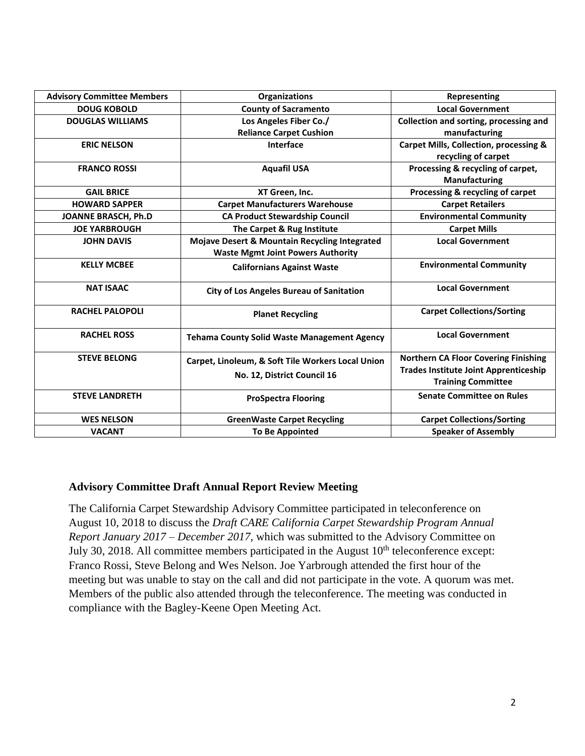| Advisory Committee Members | Organizations | Representing |
| --- | --- | --- |
| DOUG KOBOLD | County of Sacramento | Local Government |
| DOUGLAS WILLIAMS | Los Angeles Fiber Co./ Reliance Carpet Cushion | Collection and sorting, processing and manufacturing |
| ERIC NELSON | Interface | Carpet Mills, Collection, processing & recycling of carpet |
| FRANCO ROSSI | Aquafil USA | Processing & recycling of carpet, Manufacturing |
| GAIL BRICE | XT Green, Inc. | Processing & recycling of carpet |
| HOWARD SAPPER | Carpet Manufacturers Warehouse | Carpet Retailers |
| JOANNE BRASCH, Ph.D | CA Product Stewardship Council | Environmental Community |
| JOE YARBROUGH | The Carpet & Rug Institute | Carpet Mills |
| JOHN DAVIS | Mojave Desert & Mountain Recycling Integrated Waste Mgmt Joint Powers Authority | Local Government |
| KELLY MCBEE | Californians Against Waste | Environmental Community |
| NAT ISAAC | City of Los Angeles Bureau of Sanitation | Local Government |
| RACHEL PALOPOLI | Planet Recycling | Carpet Collections/Sorting |
| RACHEL ROSS | Tehama County Solid Waste Management Agency | Local Government |
| STEVE BELONG | Carpet, Linoleum, & Soft Tile Workers Local Union No. 12, District Council 16 | Northern CA Floor Covering Finishing Trades Institute Joint Apprenticeship Training Committee |
| STEVE LANDRETH | ProSpectra Flooring | Senate Committee on Rules |
| WES NELSON | GreenWaste Carpet Recycling | Carpet Collections/Sorting |
| VACANT | To Be Appointed | Speaker of Assembly |

## Advisory Committee Draft Annual Report Review Meeting

The California Carpet Stewardship Advisory Committee participated in teleconference on August 10, 2018 to discuss the *Draft CARE California Carpet Stewardship Program Annual Report January 2017 – December 2017,* which was submitted to the Advisory Committee on July 30, 2018. All committee members participated in the August 10th teleconference except: Franco Rossi, Steve Belong and Wes Nelson. Joe Yarbrough attended the first hour of the meeting but was unable to stay on the call and did not participate in the vote. A quorum was met. Members of the public also attended through the teleconference. The meeting was conducted in compliance with the Bagley-Keene Open Meeting Act.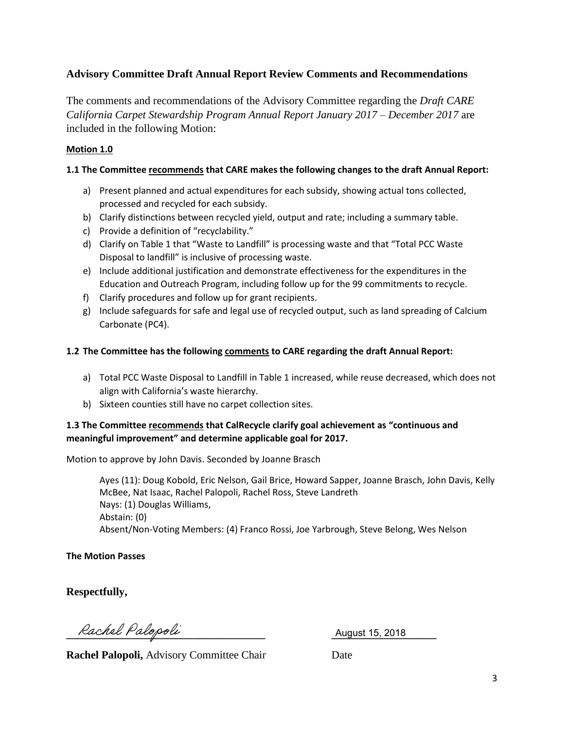## Advisory Committee Draft Annual Report Review Comments and Recommendations

The comments and recommendations of the Advisory Committee regarding the *Draft CARE California Carpet Stewardship Program Annual Report January 2017 – December 2017* are included in the following Motion:

**Motion 1.0**

**1.1 The Committee recommends that CARE makes the following changes to the draft Annual Report:**

a) Present planned and actual expenditures for each subsidy, showing actual tons collected, processed and recycled for each subsidy.
b) Clarify distinctions between recycled yield, output and rate; including a summary table.
c) Provide a definition of "recyclability."
d) Clarify on Table 1 that "Waste to Landfill" is processing waste and that "Total PCC Waste Disposal to landfill" is inclusive of processing waste.
e) Include additional justification and demonstrate effectiveness for the expenditures in the Education and Outreach Program, including follow up for the 99 commitments to recycle.
f) Clarify procedures and follow up for grant recipients.
g) Include safeguards for safe and legal use of recycled output, such as land spreading of Calcium Carbonate (PC4).

**1.2 The Committee has the following comments to CARE regarding the draft Annual Report:**

a) Total PCC Waste Disposal to Landfill in Table 1 increased, while reuse decreased, which does not align with California's waste hierarchy.
b) Sixteen counties still have no carpet collection sites.

**1.3 The Committee recommends that CalRecycle clarify goal achievement as "continuous and meaningful improvement" and determine applicable goal for 2017.**

Motion to approve by John Davis. Seconded by Joanne Brasch

Ayes (11): Doug Kobold, Eric Nelson, Gail Brice, Howard Sapper, Joanne Brasch, John Davis, Kelly McBee, Nat Isaac, Rachel Palopoli, Rachel Ross, Steve Landreth
Nays: (1) Douglas Williams,
Abstain: (0)
Absent/Non-Voting Members: (4) Franco Rossi, Joe Yarbrough, Steve Belong, Wes Nelson

**The Motion Passes**

**Respectfully,**

*Rachel Palopoli* August 15, 2018

**Rachel Palopoli,** Advisory Committee Chair Date